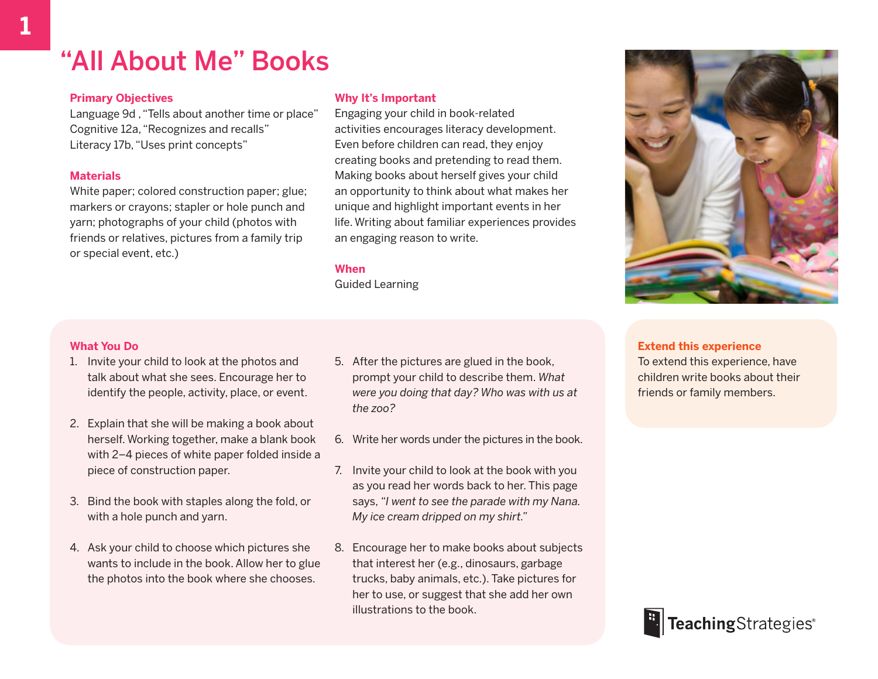# "All About Me" Books

### Primary Objectives

Language 9d , "Tells about another time or place"
Cognitive 12a, "Recognizes and recalls"
Literacy 17b, "Uses print concepts"

### Materials

White paper; colored construction paper; glue; markers or crayons; stapler or hole punch and yarn; photographs of your child (photos with friends or relatives, pictures from a family trip or special event, etc.)

### Why It's Important

Engaging your child in book-related activities encourages literacy development. Even before children can read, they enjoy creating books and pretending to read them. Making books about herself gives your child an opportunity to think about what makes her unique and highlight important events in her life. Writing about familiar experiences provides an engaging reason to write.

### When

Guided Learning

### What You Do

1. Invite your child to look at the photos and talk about what she sees. Encourage her to identify the people, activity, place, or event.
2. Explain that she will be making a book about herself. Working together, make a blank book with 2–4 pieces of white paper folded inside a piece of construction paper.
3. Bind the book with staples along the fold, or with a hole punch and yarn.
4. Ask your child to choose which pictures she wants to include in the book. Allow her to glue the photos into the book where she chooses.
5. After the pictures are glued in the book, prompt your child to describe them. *What were you doing that day? Who was with us at the zoo?*
6. Write her words under the pictures in the book.
7. Invite your child to look at the book with you as you read her words back to her. This page says, *"I went to see the parade with my Nana. My ice cream dripped on my shirt."*
8. Encourage her to make books about subjects that interest her (e.g., dinosaurs, garbage trucks, baby animals, etc.). Take pictures for her to use, or suggest that she add her own illustrations to the book.

### Extend this experience

To extend this experience, have children write books about their friends or family members.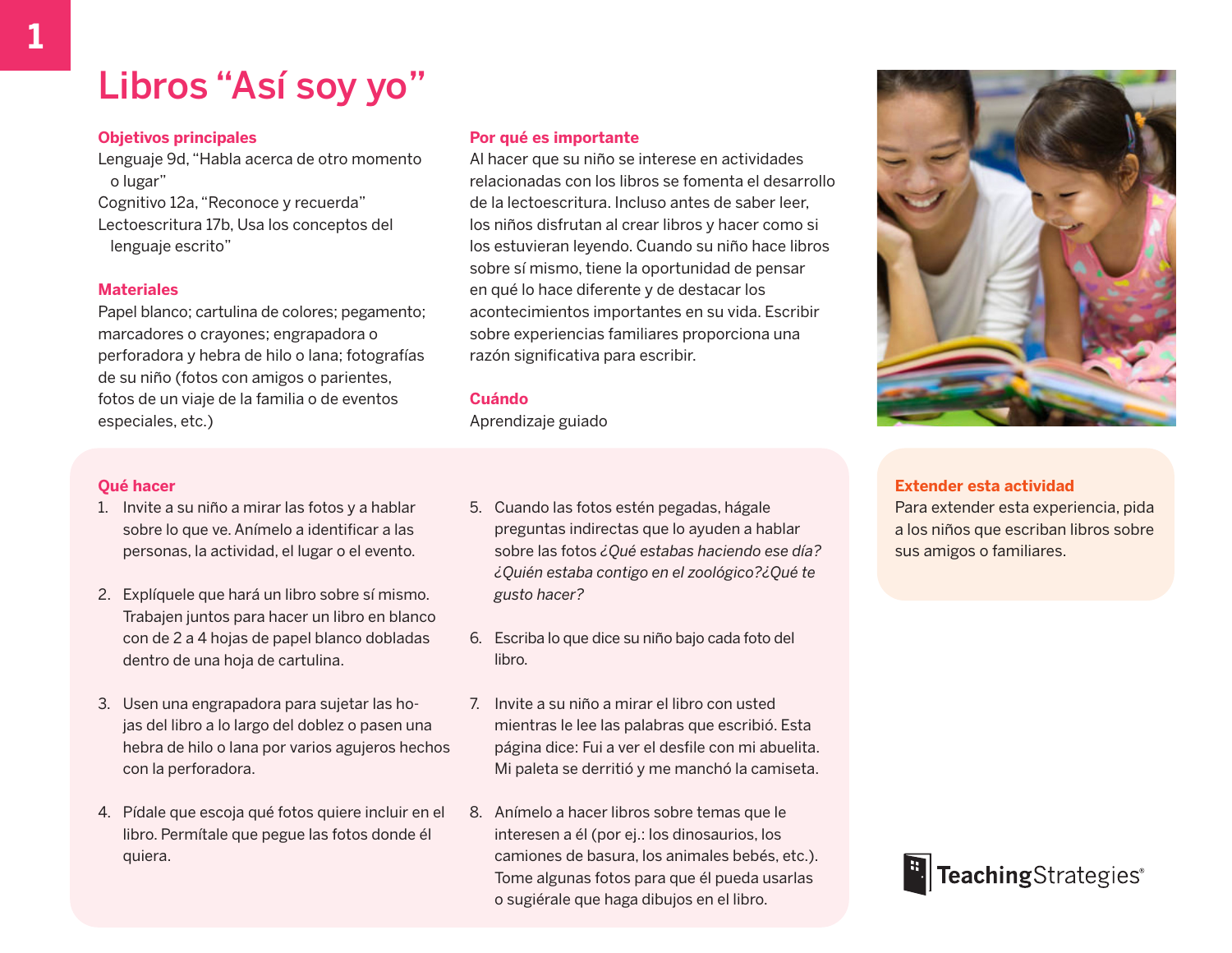# Libros "Así soy yo"

## Objetivos principales

Lenguaje 9d, "Habla acerca de otro momento o lugar"
Cognitivo 12a, "Reconoce y recuerda"
Lectoescritura 17b, Usa los conceptos del lenguaje escrito"

## Materiales

Papel blanco; cartulina de colores; pegamento; marcadores o crayones; engrapadora o perforadora y hebra de hilo o lana; fotografías de su niño (fotos con amigos o parientes, fotos de un viaje de la familia o de eventos especiales, etc.)

## Por qué es importante

Al hacer que su niño se interese en actividades relacionadas con los libros se fomenta el desarrollo de la lectoescritura. Incluso antes de saber leer, los niños disfrutan al crear libros y hacer como si los estuvieran leyendo. Cuando su niño hace libros sobre sí mismo, tiene la oportunidad de pensar en qué lo hace diferente y de destacar los acontecimientos importantes en su vida. Escribir sobre experiencias familiares proporciona una razón significativa para escribir.

## Cuándo

Aprendizaje guiado

## Qué hacer

1. Invite a su niño a mirar las fotos y a hablar sobre lo que ve. Anímelo a identificar a las personas, la actividad, el lugar o el evento.
2. Explíquele que hará un libro sobre sí mismo. Trabajen juntos para hacer un libro en blanco con de 2 a 4 hojas de papel blanco dobladas dentro de una hoja de cartulina.
3. Usen una engrapadora para sujetar las hojas del libro a lo largo del doblez o pasen una hebra de hilo o lana por varios agujeros hechos con la perforadora.
4. Pídale que escoja qué fotos quiere incluir en el libro. Permítale que pegue las fotos donde él quiera.
5. Cuando las fotos estén pegadas, hágale preguntas indirectas que lo ayuden a hablar sobre las fotos *¿Qué estabas haciendo ese día? ¿Quién estaba contigo en el zoológico?¿Qué te gusto hacer?*
6. Escriba lo que dice su niño bajo cada foto del libro.
7. Invite a su niño a mirar el libro con usted mientras le lee las palabras que escribió. Esta página dice: Fui a ver el desfile con mi abuelita. Mi paleta se derritió y me manchó la camiseta.
8. Anímelo a hacer libros sobre temas que le interesen a él (por ej.: los dinosaurios, los camiones de basura, los animales bebés, etc.). Tome algunas fotos para que él pueda usarlas o sugiérale que haga dibujos en el libro.

## Extender esta actividad

Para extender esta experiencia, pida a los niños que escriban libros sobre sus amigos o familiares.

TeachingStrategies®